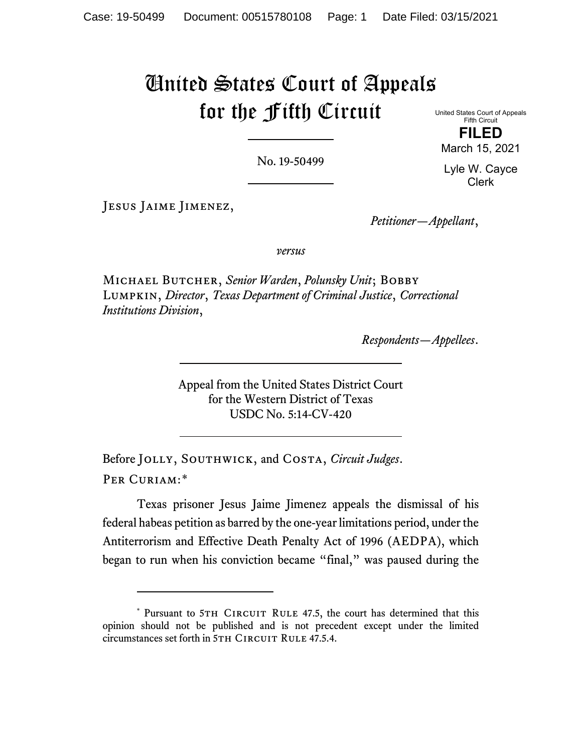# United States Court of Appeals for the Fifth Circuit

United States Court of Appeals
Fifth Circuit

**FILED**

March 15, 2021

Lyle W. Cayce
Clerk

No. 19-50499

Jesus Jaime Jimenez,

*Petitioner—Appellant*,

*versus*

Michael Butcher, *Senior Warden*, *Polunsky Unit*; Bobby Lumpkin, *Director*, *Texas Department of Criminal Justice*, *Correctional Institutions Division*,

*Respondents—Appellees*.

Appeal from the United States District Court
for the Western District of Texas
USDC No. 5:14-CV-420

Before Jolly, Southwick, and Costa, *Circuit Judges*.

Per Curiam:*

Texas prisoner Jesus Jaime Jimenez appeals the dismissal of his federal habeas petition as barred by the one-year limitations period, under the Antiterrorism and Effective Death Penalty Act of 1996 (AEDPA), which began to run when his conviction became "final," was paused during the

\* Pursuant to 5th Circuit Rule 47.5, the court has determined that this opinion should not be published and is not precedent except under the limited circumstances set forth in 5th Circuit Rule 47.5.4.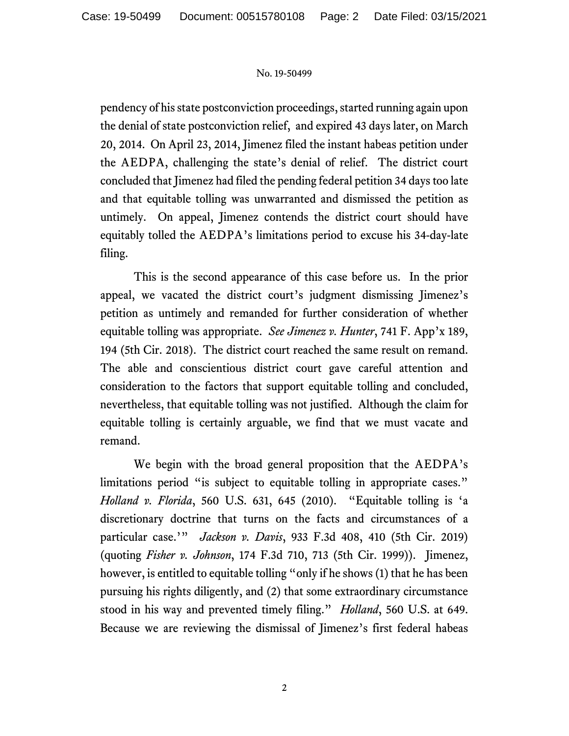pendency of his state postconviction proceedings, started running again upon the denial of state postconviction relief, and expired 43 days later, on March 20, 2014. On April 23, 2014, Jimenez filed the instant habeas petition under the AEDPA, challenging the state's denial of relief. The district court concluded that Jimenez had filed the pending federal petition 34 days too late and that equitable tolling was unwarranted and dismissed the petition as untimely. On appeal, Jimenez contends the district court should have equitably tolled the AEDPA's limitations period to excuse his 34-day-late filing.

This is the second appearance of this case before us. In the prior appeal, we vacated the district court's judgment dismissing Jimenez's petition as untimely and remanded for further consideration of whether equitable tolling was appropriate. *See Jimenez v. Hunter*, 741 F. App'x 189, 194 (5th Cir. 2018). The district court reached the same result on remand. The able and conscientious district court gave careful attention and consideration to the factors that support equitable tolling and concluded, nevertheless, that equitable tolling was not justified. Although the claim for equitable tolling is certainly arguable, we find that we must vacate and remand.

We begin with the broad general proposition that the AEDPA's limitations period "is subject to equitable tolling in appropriate cases." *Holland v. Florida*, 560 U.S. 631, 645 (2010). "Equitable tolling is 'a discretionary doctrine that turns on the facts and circumstances of a particular case.'" *Jackson v. Davis*, 933 F.3d 408, 410 (5th Cir. 2019) (quoting *Fisher v. Johnson*, 174 F.3d 710, 713 (5th Cir. 1999)). Jimenez, however, is entitled to equitable tolling "only if he shows (1) that he has been pursuing his rights diligently, and (2) that some extraordinary circumstance stood in his way and prevented timely filing." *Holland*, 560 U.S. at 649. Because we are reviewing the dismissal of Jimenez's first federal habeas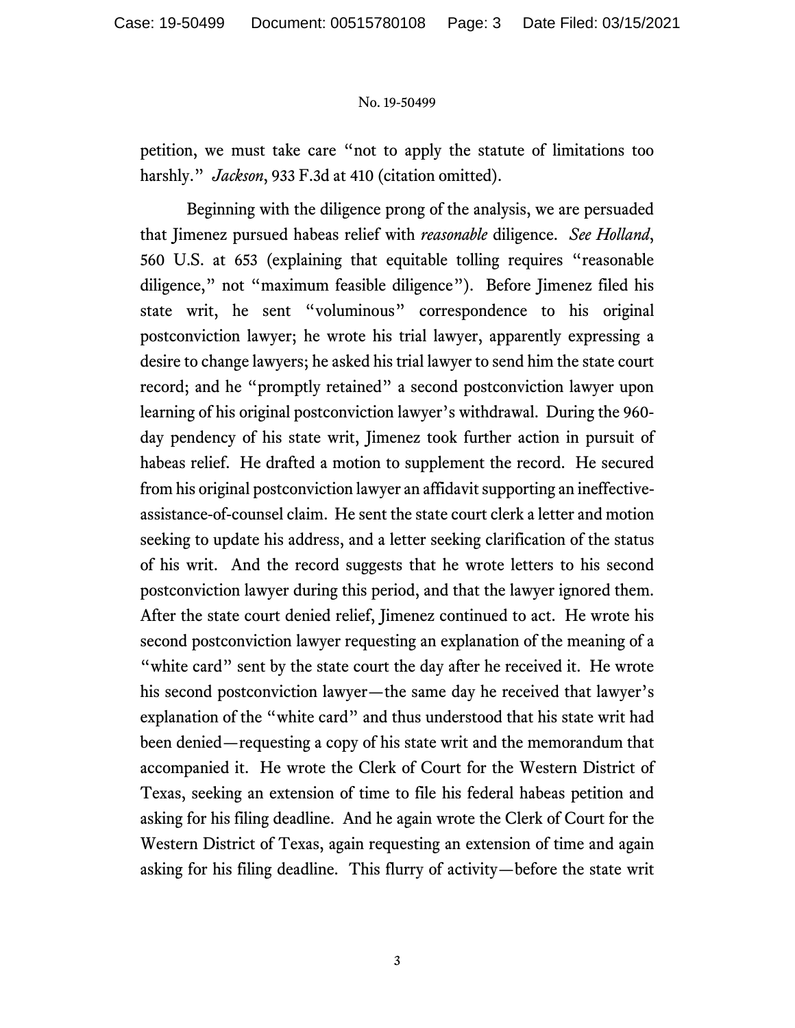petition, we must take care "not to apply the statute of limitations too harshly." *Jackson*, 933 F.3d at 410 (citation omitted).

Beginning with the diligence prong of the analysis, we are persuaded that Jimenez pursued habeas relief with *reasonable* diligence. *See Holland*, 560 U.S. at 653 (explaining that equitable tolling requires "reasonable diligence," not "maximum feasible diligence"). Before Jimenez filed his state writ, he sent "voluminous" correspondence to his original postconviction lawyer; he wrote his trial lawyer, apparently expressing a desire to change lawyers; he asked his trial lawyer to send him the state court record; and he "promptly retained" a second postconviction lawyer upon learning of his original postconviction lawyer's withdrawal. During the 960-day pendency of his state writ, Jimenez took further action in pursuit of habeas relief. He drafted a motion to supplement the record. He secured from his original postconviction lawyer an affidavit supporting an ineffective-assistance-of-counsel claim. He sent the state court clerk a letter and motion seeking to update his address, and a letter seeking clarification of the status of his writ. And the record suggests that he wrote letters to his second postconviction lawyer during this period, and that the lawyer ignored them. After the state court denied relief, Jimenez continued to act. He wrote his second postconviction lawyer requesting an explanation of the meaning of a "white card" sent by the state court the day after he received it. He wrote his second postconviction lawyer—the same day he received that lawyer's explanation of the "white card" and thus understood that his state writ had been denied—requesting a copy of his state writ and the memorandum that accompanied it. He wrote the Clerk of Court for the Western District of Texas, seeking an extension of time to file his federal habeas petition and asking for his filing deadline. And he again wrote the Clerk of Court for the Western District of Texas, again requesting an extension of time and again asking for his filing deadline. This flurry of activity—before the state writ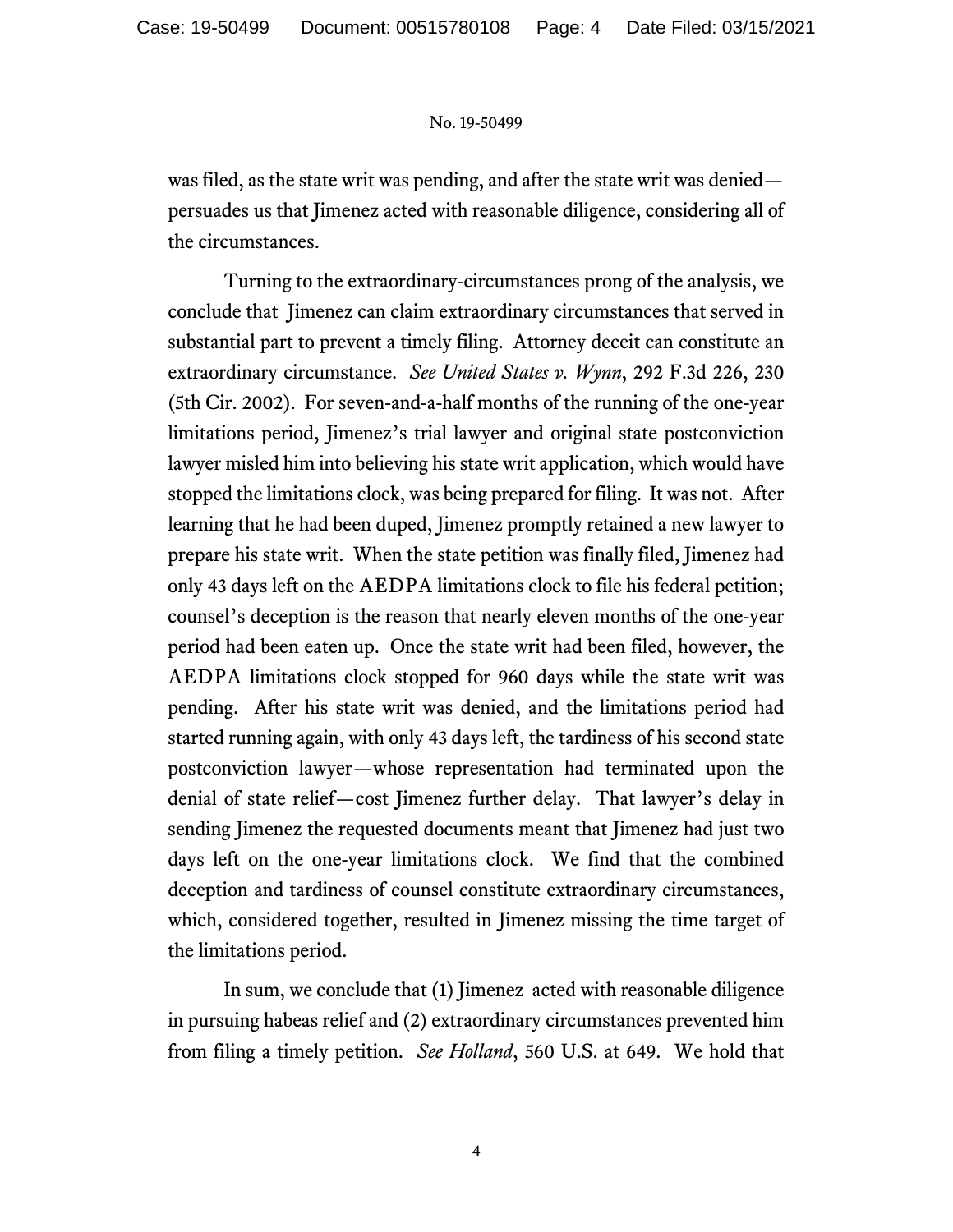was filed, as the state writ was pending, and after the state writ was denied—persuades us that Jimenez acted with reasonable diligence, considering all of the circumstances.

Turning to the extraordinary-circumstances prong of the analysis, we conclude that Jimenez can claim extraordinary circumstances that served in substantial part to prevent a timely filing. Attorney deceit can constitute an extraordinary circumstance. *See United States v. Wynn*, 292 F.3d 226, 230 (5th Cir. 2002). For seven-and-a-half months of the running of the one-year limitations period, Jimenez's trial lawyer and original state postconviction lawyer misled him into believing his state writ application, which would have stopped the limitations clock, was being prepared for filing. It was not. After learning that he had been duped, Jimenez promptly retained a new lawyer to prepare his state writ. When the state petition was finally filed, Jimenez had only 43 days left on the AEDPA limitations clock to file his federal petition; counsel's deception is the reason that nearly eleven months of the one-year period had been eaten up. Once the state writ had been filed, however, the AEDPA limitations clock stopped for 960 days while the state writ was pending. After his state writ was denied, and the limitations period had started running again, with only 43 days left, the tardiness of his second state postconviction lawyer—whose representation had terminated upon the denial of state relief—cost Jimenez further delay. That lawyer's delay in sending Jimenez the requested documents meant that Jimenez had just two days left on the one-year limitations clock. We find that the combined deception and tardiness of counsel constitute extraordinary circumstances, which, considered together, resulted in Jimenez missing the time target of the limitations period.

In sum, we conclude that (1) Jimenez acted with reasonable diligence in pursuing habeas relief and (2) extraordinary circumstances prevented him from filing a timely petition. *See Holland*, 560 U.S. at 649. We hold that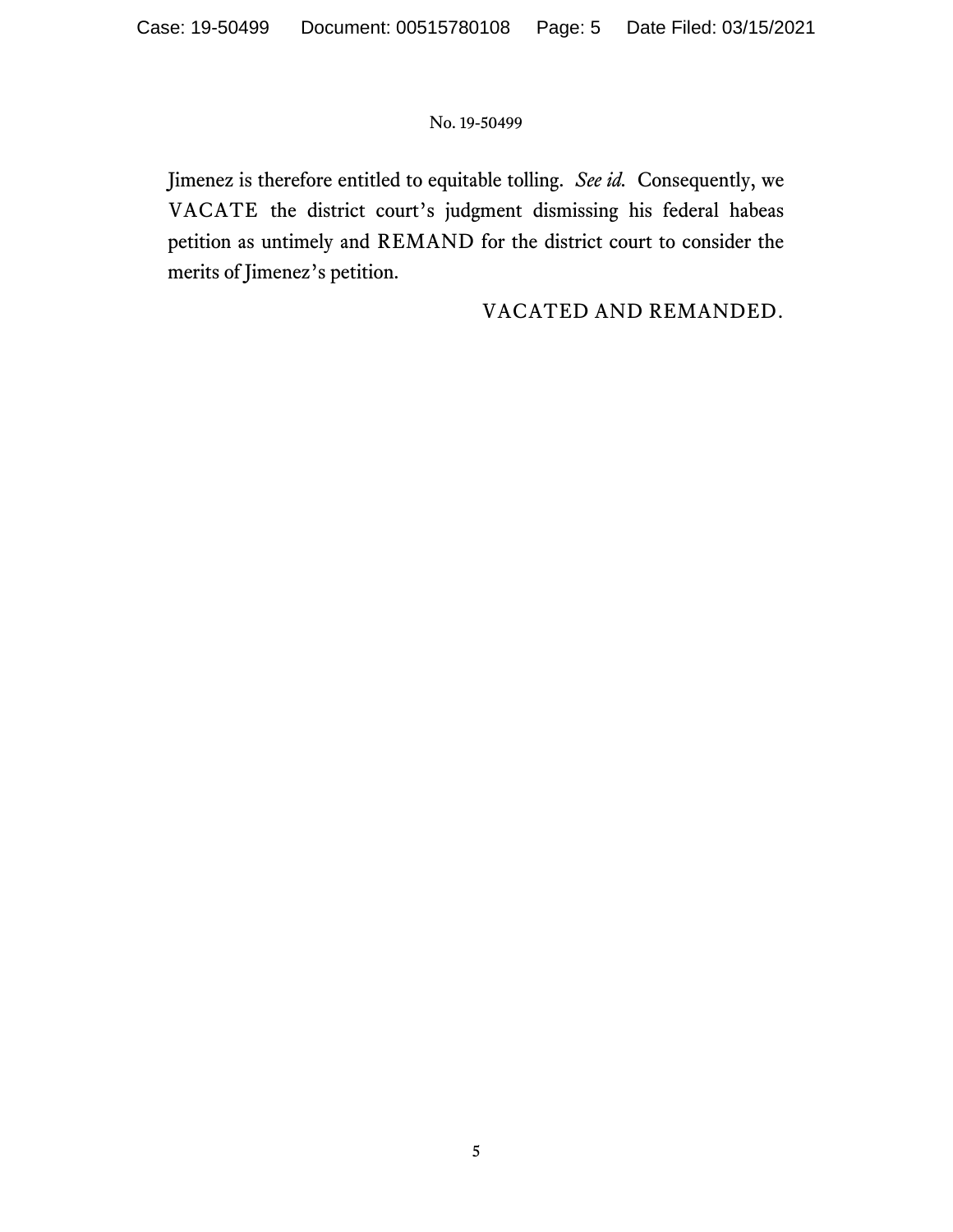Jimenez is therefore entitled to equitable tolling. *See id.* Consequently, we VACATE the district court's judgment dismissing his federal habeas petition as untimely and REMAND for the district court to consider the merits of Jimenez's petition.

VACATED AND REMANDED.